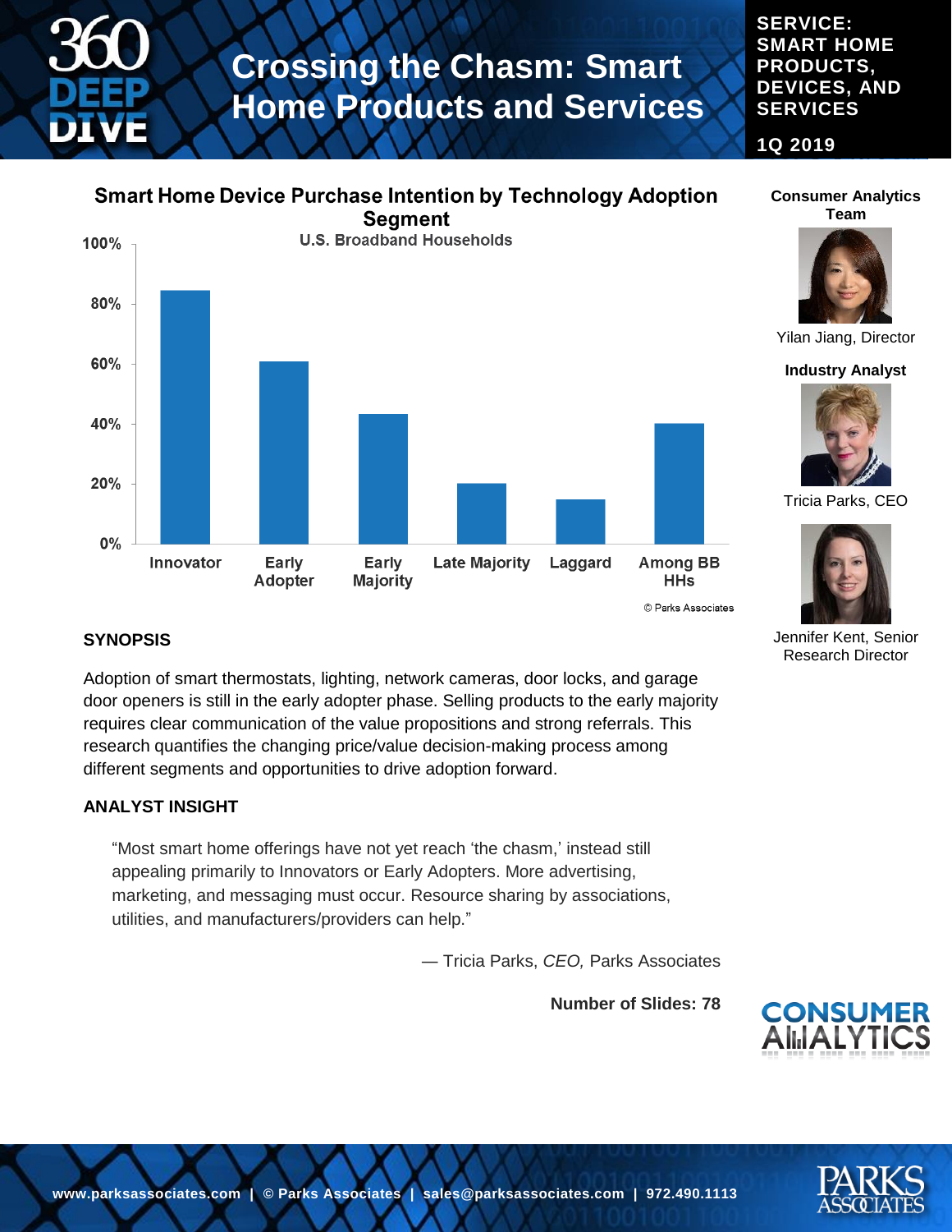360 DEEP DIVE

# Crossing the Chasm: Smart Home Products and Services

SERVICE: SMART HOME PRODUCTS, DEVICES, AND SERVICES

1Q 2019

**Smart Home Device Purchase Intention by Technology Adoption Segment**

U.S. Broadband Households

100%
80%
60%
40%
20%
0%

Innovator
Early Adopter
Early Majority
Late Majority
Laggard
Among BB HHs

© Parks Associates

**Consumer Analytics Team**

Yilan Jiang, Director

**Industry Analyst**

Tricia Parks, CEO

Jennifer Kent, Senior Research Director

## SYNOPSIS

Adoption of smart thermostats, lighting, network cameras, door locks, and garage door openers is still in the early adopter phase. Selling products to the early majority requires clear communication of the value propositions and strong referrals. This research quantifies the changing price/value decision-making process among different segments and opportunities to drive adoption forward.

## ANALYST INSIGHT

"Most smart home offerings have not yet reach 'the chasm,' instead still appealing primarily to Innovators or Early Adopters. More advertising, marketing, and messaging must occur. Resource sharing by associations, utilities, and manufacturers/providers can help."

— Tricia Parks, *CEO,* Parks Associates

**Number of Slides: 78**

CONSUMER ANALYTICS

www.parksassociates.com | © Parks Associates | sales@parksassociates.com | 972.490.1113

PARKS ASSOCIATES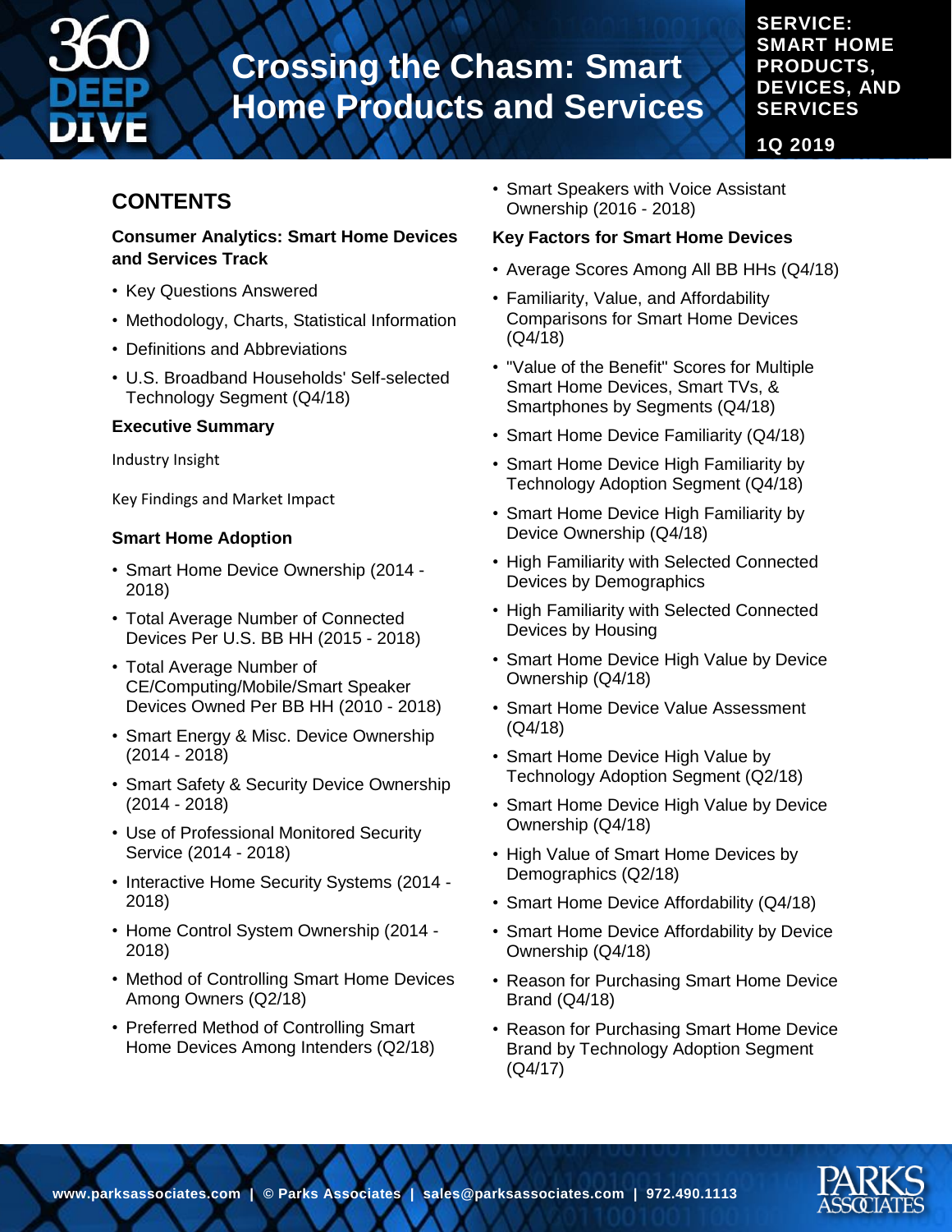# Crossing the Chasm: Smart Home Products and Services

**SERVICE: SMART HOME PRODUCTS, DEVICES, AND SERVICES**

**1Q 2019**

## CONTENTS

### Consumer Analytics: Smart Home Devices and Services Track

- Key Questions Answered
- Methodology, Charts, Statistical Information
- Definitions and Abbreviations
- U.S. Broadband Households' Self-selected Technology Segment (Q4/18)

### Executive Summary

Industry Insight

Key Findings and Market Impact

### Smart Home Adoption

- Smart Home Device Ownership (2014 - 2018)
- Total Average Number of Connected Devices Per U.S. BB HH (2015 - 2018)
- Total Average Number of CE/Computing/Mobile/Smart Speaker Devices Owned Per BB HH (2010 - 2018)
- Smart Energy & Misc. Device Ownership (2014 - 2018)
- Smart Safety & Security Device Ownership (2014 - 2018)
- Use of Professional Monitored Security Service (2014 - 2018)
- Interactive Home Security Systems (2014 - 2018)
- Home Control System Ownership (2014 - 2018)
- Method of Controlling Smart Home Devices Among Owners (Q2/18)
- Preferred Method of Controlling Smart Home Devices Among Intenders (Q2/18)
- Smart Speakers with Voice Assistant Ownership (2016 - 2018)

### Key Factors for Smart Home Devices

- Average Scores Among All BB HHs (Q4/18)
- Familiarity, Value, and Affordability Comparisons for Smart Home Devices (Q4/18)
- "Value of the Benefit" Scores for Multiple Smart Home Devices, Smart TVs, & Smartphones by Segments (Q4/18)
- Smart Home Device Familiarity (Q4/18)
- Smart Home Device High Familiarity by Technology Adoption Segment (Q4/18)
- Smart Home Device High Familiarity by Device Ownership (Q4/18)
- High Familiarity with Selected Connected Devices by Demographics
- High Familiarity with Selected Connected Devices by Housing
- Smart Home Device High Value by Device Ownership (Q4/18)
- Smart Home Device Value Assessment (Q4/18)
- Smart Home Device High Value by Technology Adoption Segment (Q2/18)
- Smart Home Device High Value by Device Ownership (Q4/18)
- High Value of Smart Home Devices by Demographics (Q2/18)
- Smart Home Device Affordability (Q4/18)
- Smart Home Device Affordability by Device Ownership (Q4/18)
- Reason for Purchasing Smart Home Device Brand (Q4/18)
- Reason for Purchasing Smart Home Device Brand by Technology Adoption Segment (Q4/17)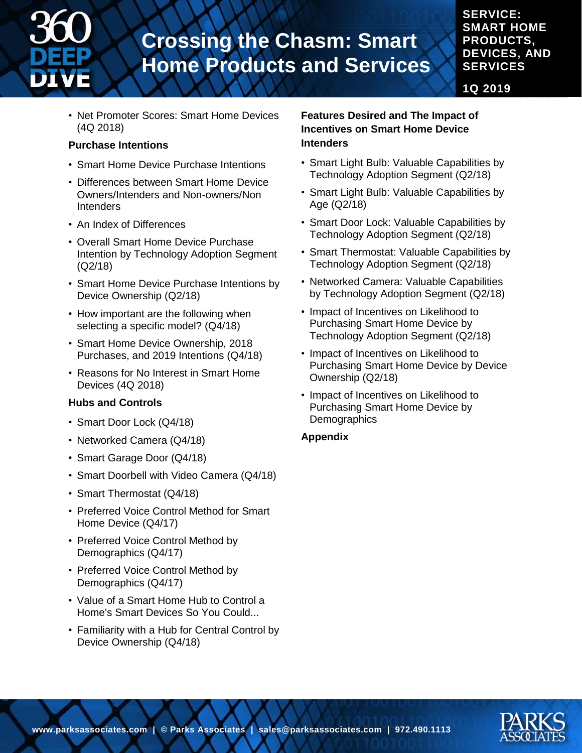- Net Promoter Scores: Smart Home Devices (4Q 2018)

**Purchase Intentions**

- Smart Home Device Purchase Intentions
- Differences between Smart Home Device Owners/Intenders and Non-owners/Non Intenders
- An Index of Differences
- Overall Smart Home Device Purchase Intention by Technology Adoption Segment (Q2/18)
- Smart Home Device Purchase Intentions by Device Ownership (Q2/18)
- How important are the following when selecting a specific model? (Q4/18)
- Smart Home Device Ownership, 2018 Purchases, and 2019 Intentions (Q4/18)
- Reasons for No Interest in Smart Home Devices (4Q 2018)

**Hubs and Controls**

- Smart Door Lock (Q4/18)
- Networked Camera (Q4/18)
- Smart Garage Door (Q4/18)
- Smart Doorbell with Video Camera (Q4/18)
- Smart Thermostat (Q4/18)
- Preferred Voice Control Method for Smart Home Device (Q4/17)
- Preferred Voice Control Method by Demographics (Q4/17)
- Preferred Voice Control Method by Demographics (Q4/17)
- Value of a Smart Home Hub to Control a Home's Smart Devices So You Could...
- Familiarity with a Hub for Central Control by Device Ownership (Q4/18)

**Features Desired and The Impact of Incentives on Smart Home Device Intenders**

- Smart Light Bulb: Valuable Capabilities by Technology Adoption Segment (Q2/18)
- Smart Light Bulb: Valuable Capabilities by Age (Q2/18)
- Smart Door Lock: Valuable Capabilities by Technology Adoption Segment (Q2/18)
- Smart Thermostat: Valuable Capabilities by Technology Adoption Segment (Q2/18)
- Networked Camera: Valuable Capabilities by Technology Adoption Segment (Q2/18)
- Impact of Incentives on Likelihood to Purchasing Smart Home Device by Technology Adoption Segment (Q2/18)
- Impact of Incentives on Likelihood to Purchasing Smart Home Device by Device Ownership (Q2/18)
- Impact of Incentives on Likelihood to Purchasing Smart Home Device by Demographics

**Appendix**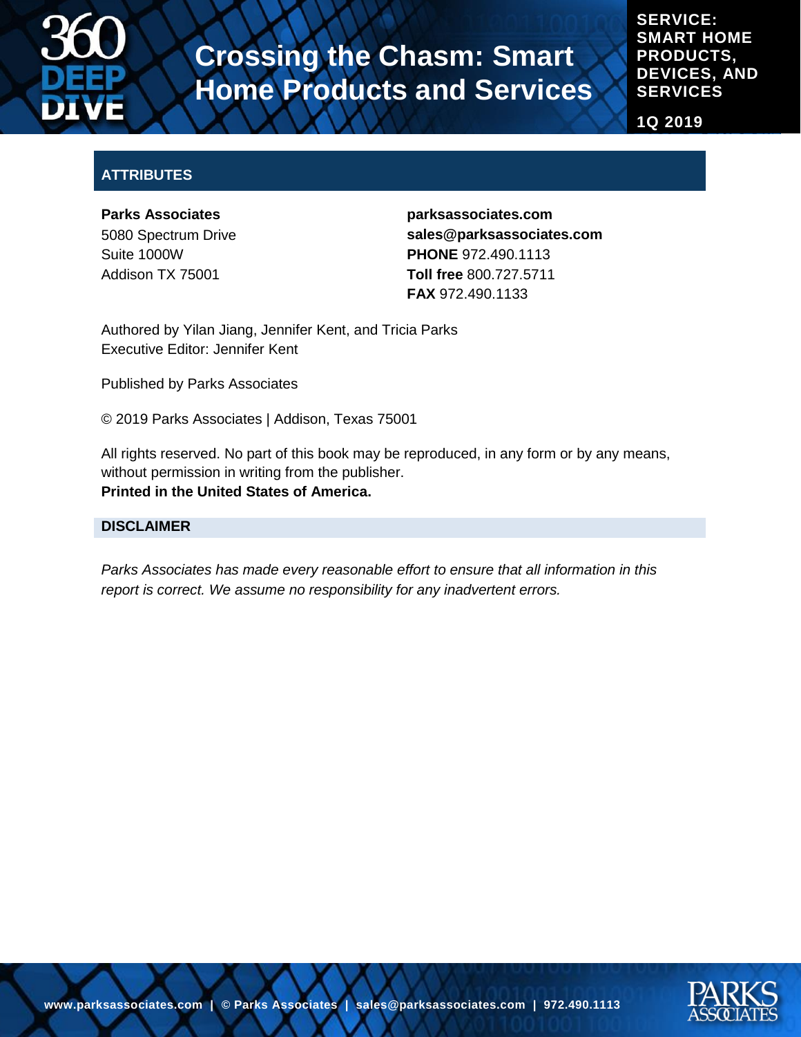## ATTRIBUTES

**Parks Associates**
5080 Spectrum Drive
Suite 1000W
Addison TX 75001

**parksassociates.com**
**sales@parksassociates.com**
**PHONE** 972.490.1113
**Toll free** 800.727.5711
**FAX** 972.490.1133

Authored by Yilan Jiang, Jennifer Kent, and Tricia Parks
Executive Editor: Jennifer Kent

Published by Parks Associates

© 2019 Parks Associates | Addison, Texas 75001

All rights reserved. No part of this book may be reproduced, in any form or by any means, without permission in writing from the publisher.
**Printed in the United States of America.**

## DISCLAIMER

*Parks Associates has made every reasonable effort to ensure that all information in this report is correct. We assume no responsibility for any inadvertent errors.*